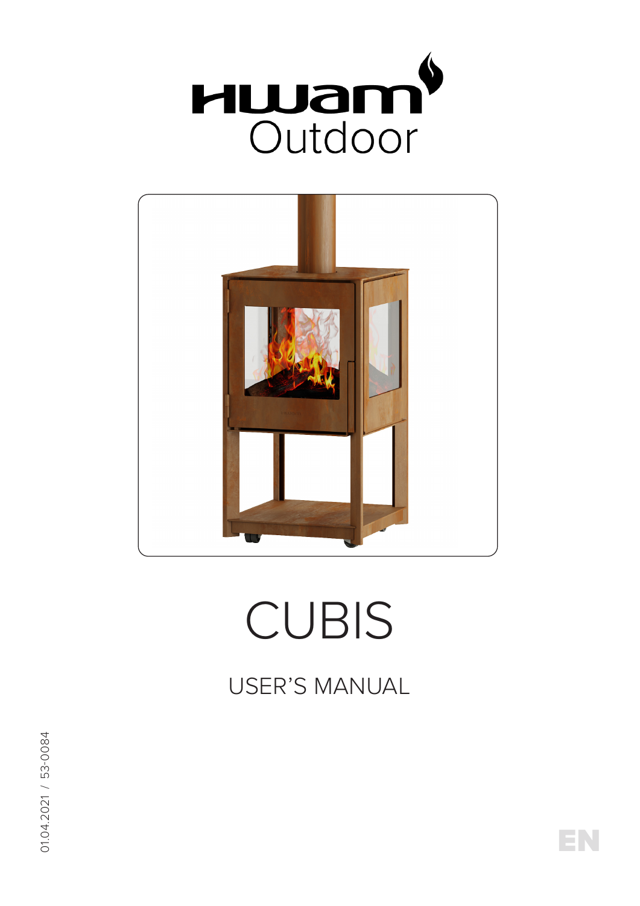# HWAM Outdoor

# CUBIS

## USER'S MANUAL

01.04.2021 / 53-0084

EN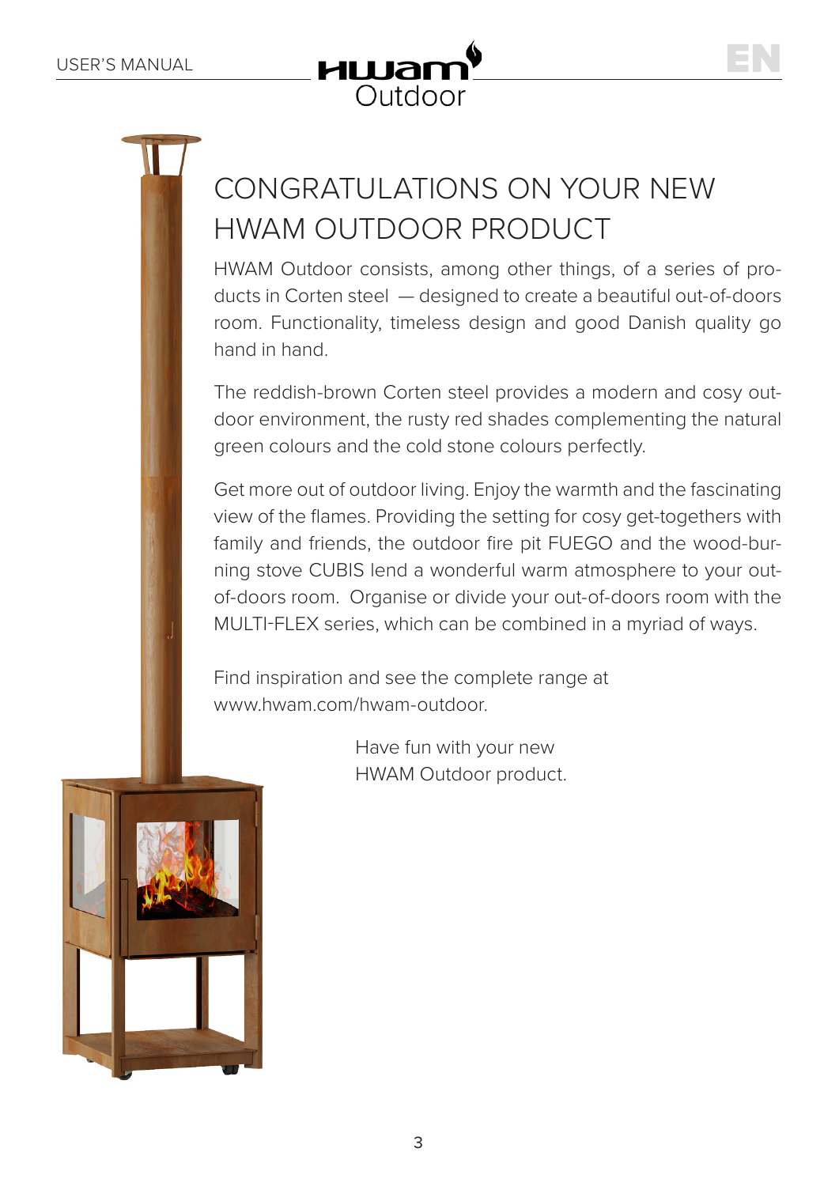# CONGRATULATIONS ON YOUR NEW HWAM OUTDOOR PRODUCT

HWAM Outdoor consists, among other things, of a series of products in Corten steel — designed to create a beautiful out-of-doors room. Functionality, timeless design and good Danish quality go hand in hand.

The reddish-brown Corten steel provides a modern and cosy outdoor environment, the rusty red shades complementing the natural green colours and the cold stone colours perfectly.

Get more out of outdoor living. Enjoy the warmth and the fascinating view of the flames. Providing the setting for cosy get-togethers with family and friends, the outdoor fire pit FUEGO and the wood-burning stove CUBIS lend a wonderful warm atmosphere to your out-of-doors room. Organise or divide your out-of-doors room with the MULTI-FLEX series, which can be combined in a myriad of ways.

Find inspiration and see the complete range at www.hwam.com/hwam-outdoor.

Have fun with your new HWAM Outdoor product.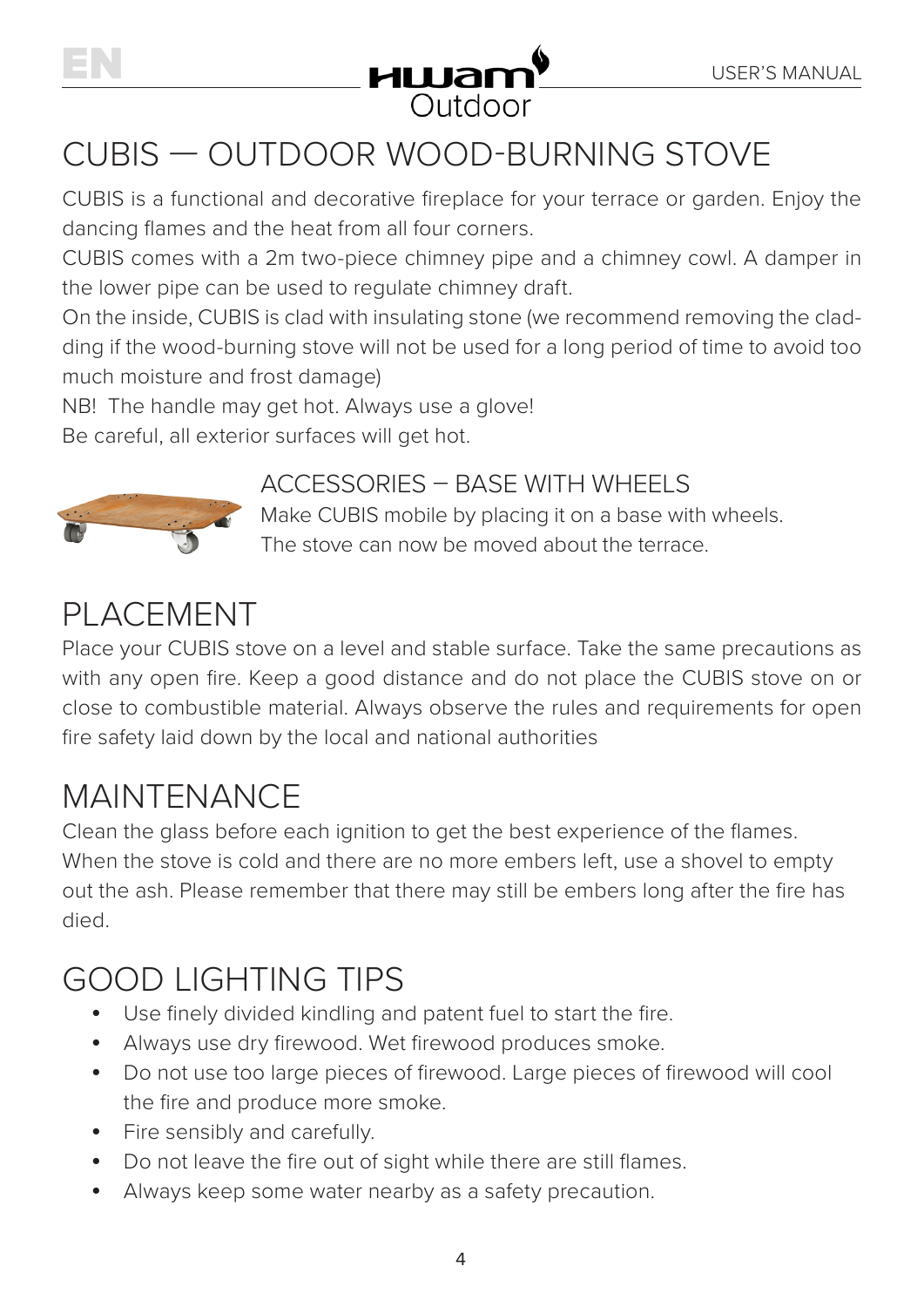# CUBIS — OUTDOOR WOOD-BURNING STOVE

CUBIS is a functional and decorative fireplace for your terrace or garden. Enjoy the dancing flames and the heat from all four corners.
CUBIS comes with a 2m two-piece chimney pipe and a chimney cowl. A damper in the lower pipe can be used to regulate chimney draft.
On the inside, CUBIS is clad with insulating stone (we recommend removing the cladding if the wood-burning stove will not be used for a long period of time to avoid too much moisture and frost damage)
NB! The handle may get hot. Always use a glove!
Be careful, all exterior surfaces will get hot.

### ACCESSORIES – BASE WITH WHEELS

Make CUBIS mobile by placing it on a base with wheels.
The stove can now be moved about the terrace.

## PLACEMENT

Place your CUBIS stove on a level and stable surface. Take the same precautions as with any open fire. Keep a good distance and do not place the CUBIS stove on or close to combustible material. Always observe the rules and requirements for open fire safety laid down by the local and national authorities

## MAINTENANCE

Clean the glass before each ignition to get the best experience of the flames.
When the stove is cold and there are no more embers left, use a shovel to empty out the ash. Please remember that there may still be embers long after the fire has died.

## GOOD LIGHTING TIPS

- Use finely divided kindling and patent fuel to start the fire.
- Always use dry firewood. Wet firewood produces smoke.
- Do not use too large pieces of firewood. Large pieces of firewood will cool the fire and produce more smoke.
- Fire sensibly and carefully.
- Do not leave the fire out of sight while there are still flames.
- Always keep some water nearby as a safety precaution.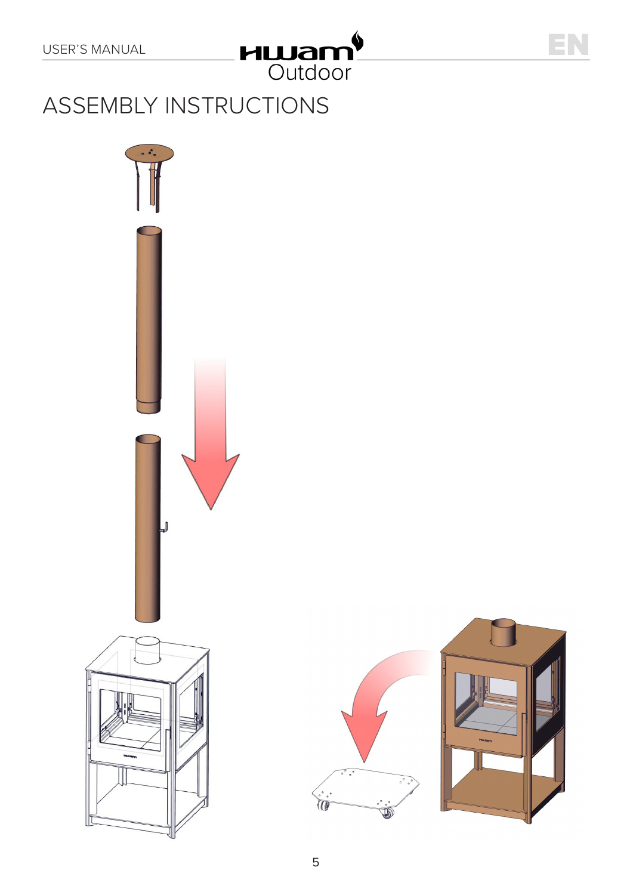# ASSEMBLY INSTRUCTIONS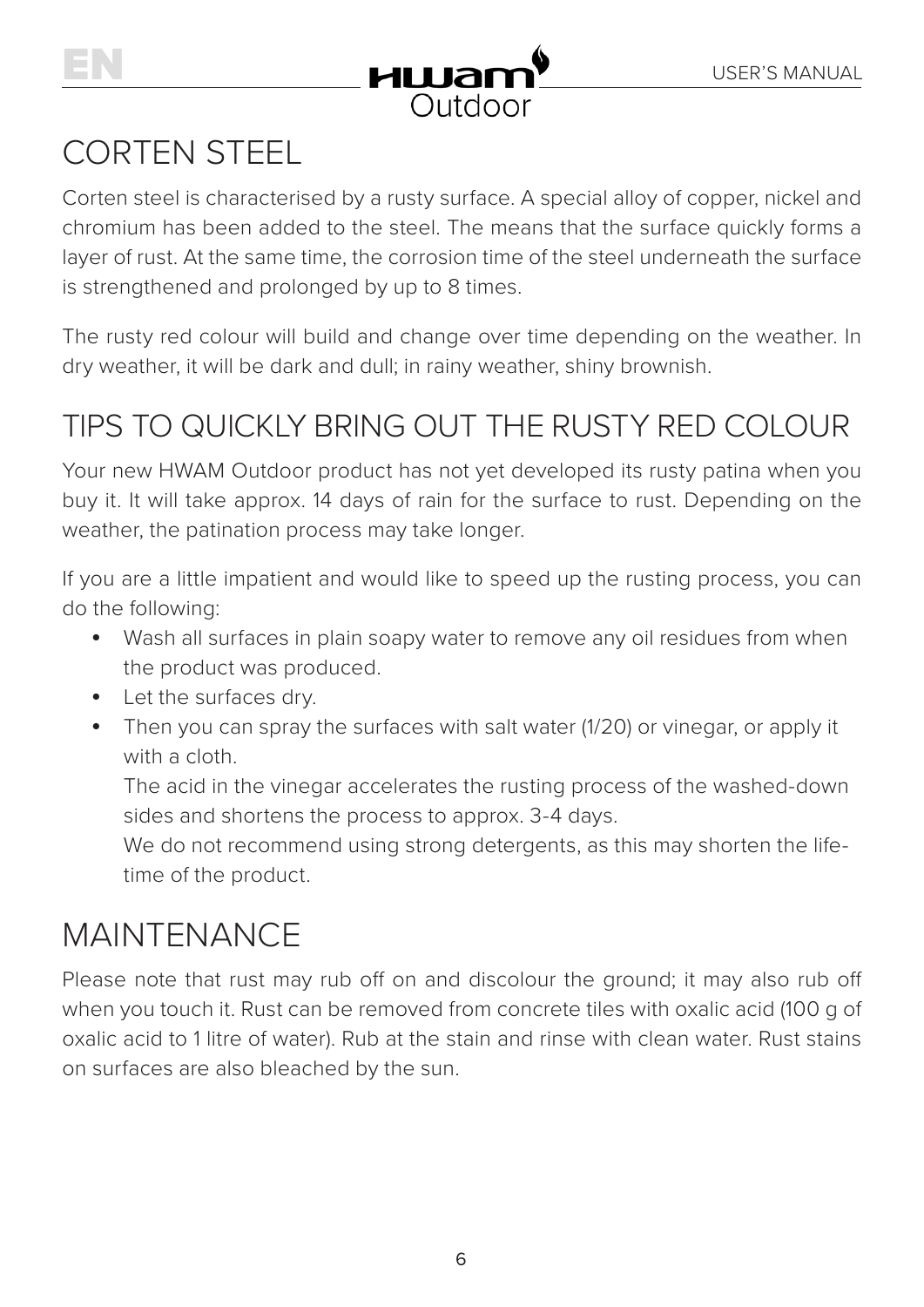# CORTEN STEEL

Corten steel is characterised by a rusty surface. A special alloy of copper, nickel and chromium has been added to the steel. The means that the surface quickly forms a layer of rust. At the same time, the corrosion time of the steel underneath the surface is strengthened and prolonged by up to 8 times.

The rusty red colour will build and change over time depending on the weather. In dry weather, it will be dark and dull; in rainy weather, shiny brownish.

# TIPS TO QUICKLY BRING OUT THE RUSTY RED COLOUR

Your new HWAM Outdoor product has not yet developed its rusty patina when you buy it. It will take approx. 14 days of rain for the surface to rust. Depending on the weather, the patination process may take longer.

If you are a little impatient and would like to speed up the rusting process, you can do the following:

- Wash all surfaces in plain soapy water to remove any oil residues from when the product was produced.
- Let the surfaces dry.
- Then you can spray the surfaces with salt water (1/20) or vinegar, or apply it with a cloth.
  The acid in the vinegar accelerates the rusting process of the washed-down sides and shortens the process to approx. 3-4 days.
  We do not recommend using strong detergents, as this may shorten the lifetime of the product.

# MAINTENANCE

Please note that rust may rub off on and discolour the ground; it may also rub off when you touch it. Rust can be removed from concrete tiles with oxalic acid (100 g of oxalic acid to 1 litre of water). Rub at the stain and rinse with clean water. Rust stains on surfaces are also bleached by the sun.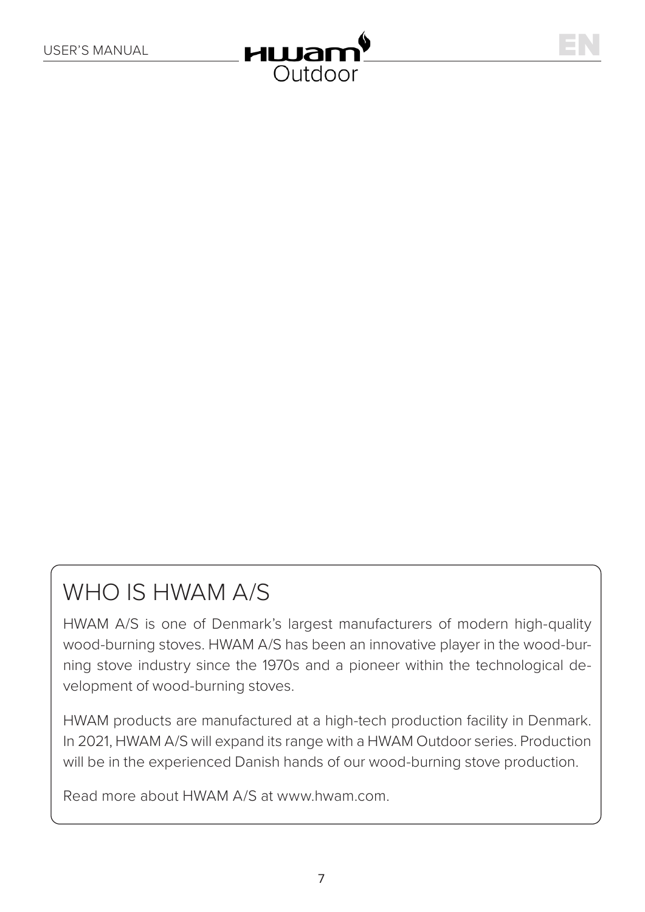## WHO IS HWAM A/S

HWAM A/S is one of Denmark's largest manufacturers of modern high-quality wood-burning stoves. HWAM A/S has been an innovative player in the wood-burning stove industry since the 1970s and a pioneer within the technological development of wood-burning stoves.

HWAM products are manufactured at a high-tech production facility in Denmark. In 2021, HWAM A/S will expand its range with a HWAM Outdoor series. Production will be in the experienced Danish hands of our wood-burning stove production.

Read more about HWAM A/S at www.hwam.com.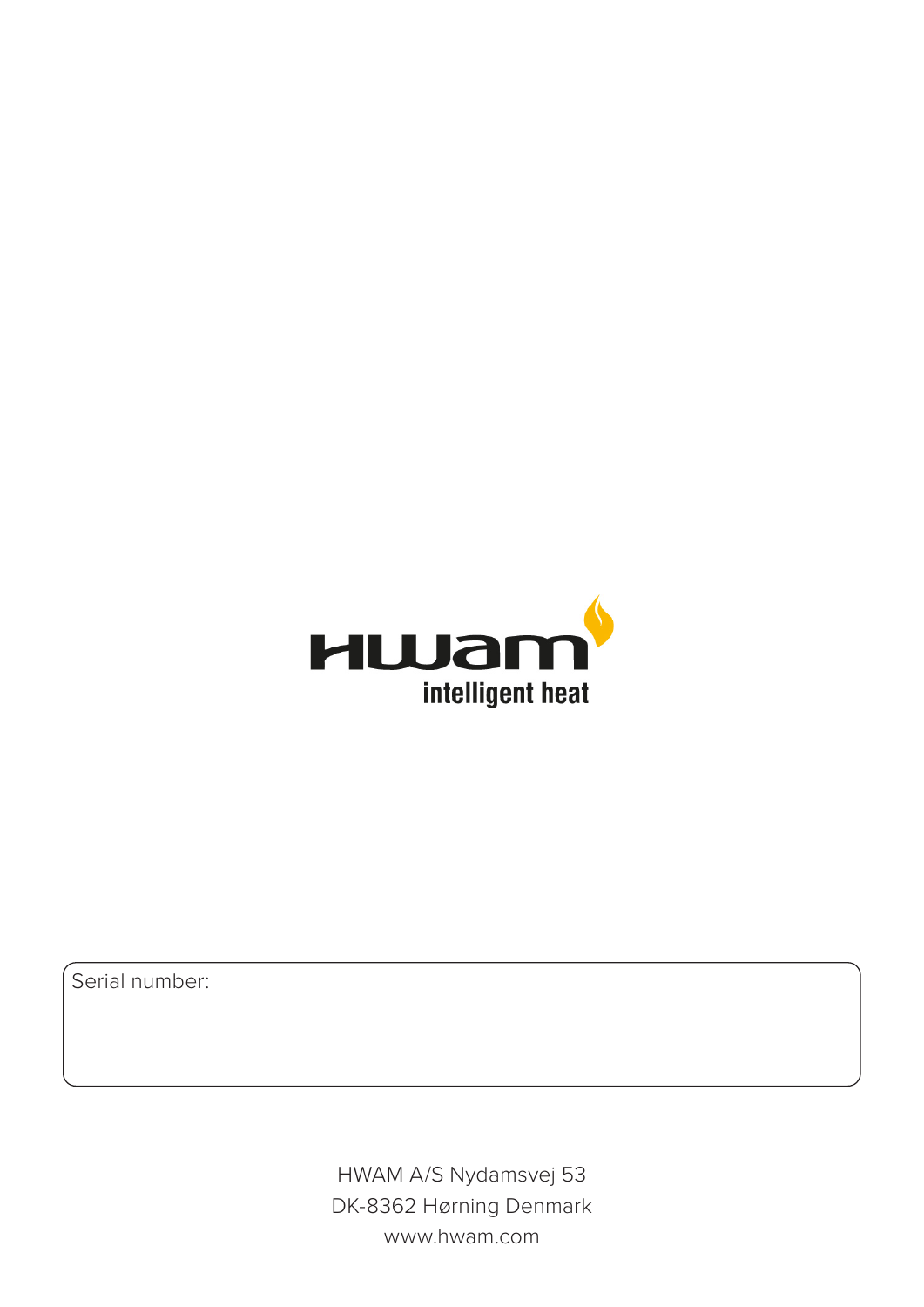HWAM
intelligent heat

Serial number:

HWAM A/S Nydamsvej 53
DK-8362 Hørning Denmark
www.hwam.com